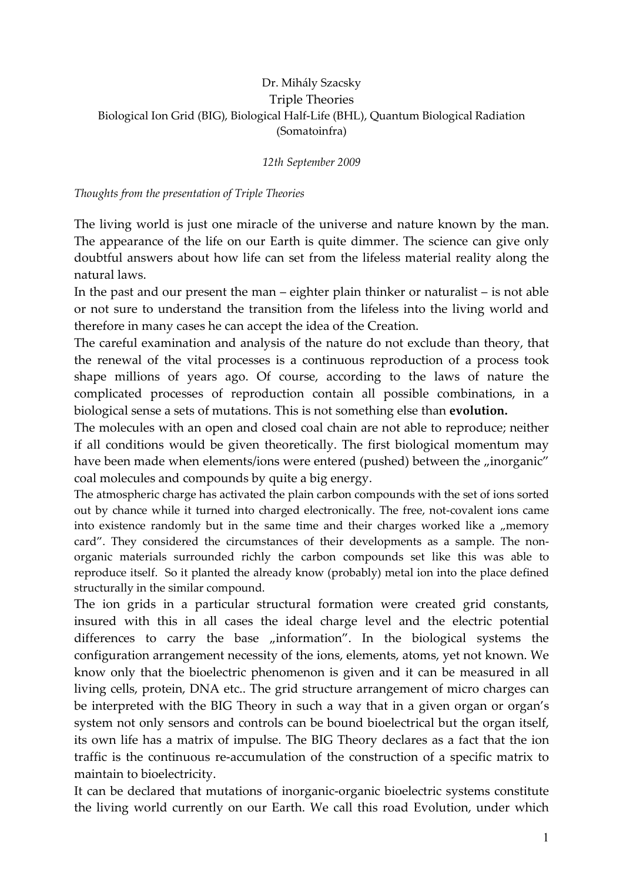Dr. Mihály Szacsky

# Triple Theories

Biological Ion Grid (BIG), Biological Half-Life (BHL), Quantum Biological Radiation (Somatoinfra)

*12th September 2009*

*Thoughts from the presentation of Triple Theories*

The living world is just one miracle of the universe and nature known by the man. The appearance of the life on our Earth is quite dimmer. The science can give only doubtful answers about how life can set from the lifeless material reality along the natural laws.

In the past and our present the man – eighter plain thinker or naturalist – is not able or not sure to understand the transition from the lifeless into the living world and therefore in many cases he can accept the idea of the Creation.

The careful examination and analysis of the nature do not exclude than theory, that the renewal of the vital processes is a continuous reproduction of a process took shape millions of years ago. Of course, according to the laws of nature the complicated processes of reproduction contain all possible combinations, in a biological sense a sets of mutations. This is not something else than **evolution.**

The molecules with an open and closed coal chain are not able to reproduce; neither if all conditions would be given theoretically. The first biological momentum may have been made when elements/ions were entered (pushed) between the „inorganic" coal molecules and compounds by quite a big energy.

The atmospheric charge has activated the plain carbon compounds with the set of ions sorted out by chance while it turned into charged electronically. The free, not-covalent ions came into existence randomly but in the same time and their charges worked like a „memory card". They considered the circumstances of their developments as a sample. The non-organic materials surrounded richly the carbon compounds set like this was able to reproduce itself. So it planted the already know (probably) metal ion into the place defined structurally in the similar compound.

The ion grids in a particular structural formation were created grid constants, insured with this in all cases the ideal charge level and the electric potential differences to carry the base „information". In the biological systems the configuration arrangement necessity of the ions, elements, atoms, yet not known. We know only that the bioelectric phenomenon is given and it can be measured in all living cells, protein, DNA etc.. The grid structure arrangement of micro charges can be interpreted with the BIG Theory in such a way that in a given organ or organ's system not only sensors and controls can be bound bioelectrical but the organ itself, its own life has a matrix of impulse. The BIG Theory declares as a fact that the ion traffic is the continuous re-accumulation of the construction of a specific matrix to maintain to bioelectricity.

It can be declared that mutations of inorganic-organic bioelectric systems constitute the living world currently on our Earth. We call this road Evolution, under which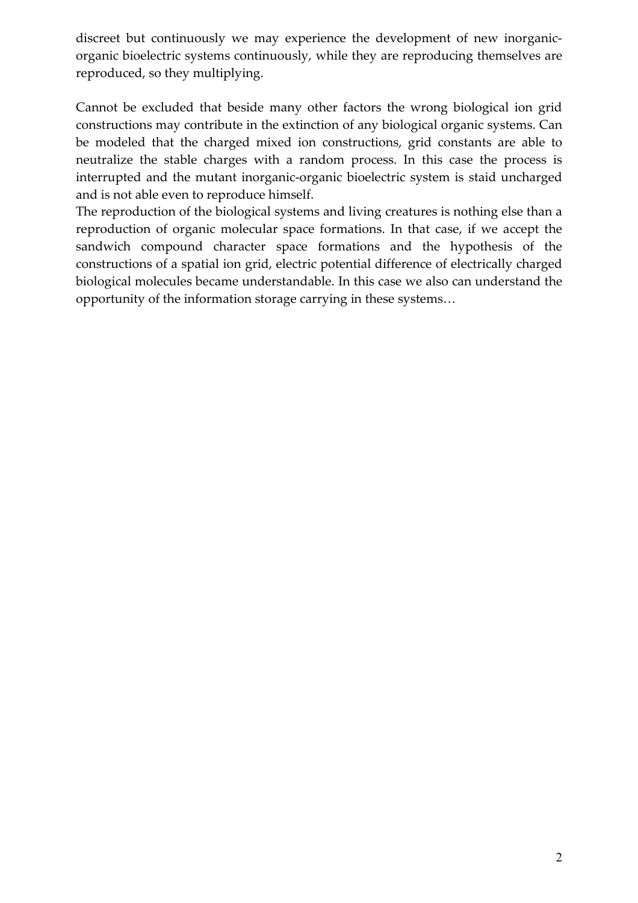discreet but continuously we may experience the development of new inorganic-organic bioelectric systems continuously, while they are reproducing themselves are reproduced, so they multiplying.

Cannot be excluded that beside many other factors the wrong biological ion grid constructions may contribute in the extinction of any biological organic systems. Can be modeled that the charged mixed ion constructions, grid constants are able to neutralize the stable charges with a random process. In this case the process is interrupted and the mutant inorganic-organic bioelectric system is staid uncharged and is not able even to reproduce himself.

The reproduction of the biological systems and living creatures is nothing else than a reproduction of organic molecular space formations. In that case, if we accept the sandwich compound character space formations and the hypothesis of the constructions of a spatial ion grid, electric potential difference of electrically charged biological molecules became understandable. In this case we also can understand the opportunity of the information storage carrying in these systems…